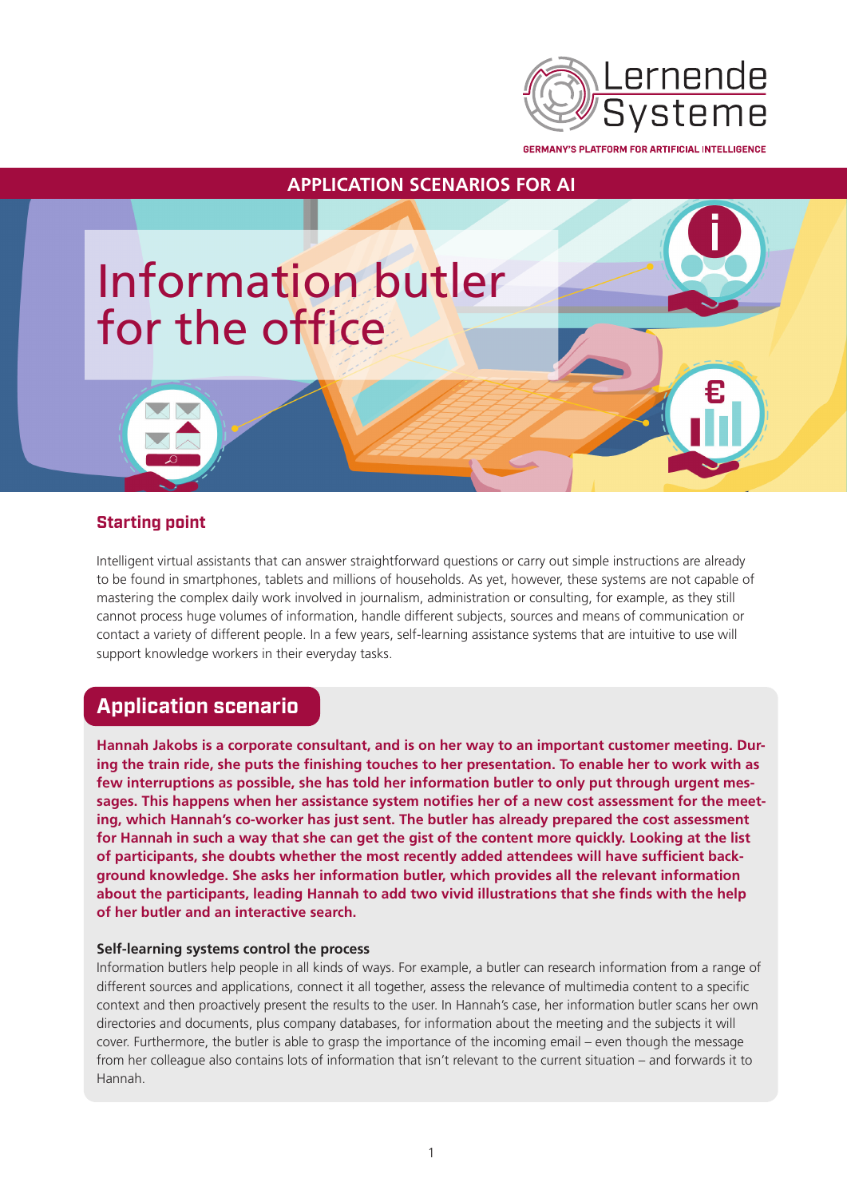Lernende Systeme

GERMANY'S PLATFORM FOR ARTIFICIAL INTELLIGENCE

APPLICATION SCENARIOS FOR AI

# Information butler for the office

## Starting point

Intelligent virtual assistants that can answer straightforward questions or carry out simple instructions are already to be found in smartphones, tablets and millions of households. As yet, however, these systems are not capable of mastering the complex daily work involved in journalism, administration or consulting, for example, as they still cannot process huge volumes of information, handle different subjects, sources and means of communication or contact a variety of different people. In a few years, self-learning assistance systems that are intuitive to use will support knowledge workers in their everyday tasks.

## Application scenario

**Hannah Jakobs is a corporate consultant, and is on her way to an important customer meeting. During the train ride, she puts the finishing touches to her presentation. To enable her to work with as few interruptions as possible, she has told her information butler to only put through urgent messages. This happens when her assistance system notifies her of a new cost assessment for the meeting, which Hannah's co-worker has just sent. The butler has already prepared the cost assessment for Hannah in such a way that she can get the gist of the content more quickly. Looking at the list of participants, she doubts whether the most recently added attendees will have sufficient background knowledge. She asks her information butler, which provides all the relevant information about the participants, leading Hannah to add two vivid illustrations that she finds with the help of her butler and an interactive search.**

### Self-learning systems control the process

Information butlers help people in all kinds of ways. For example, a butler can research information from a range of different sources and applications, connect it all together, assess the relevance of multimedia content to a specific context and then proactively present the results to the user. In Hannah's case, her information butler scans her own directories and documents, plus company databases, for information about the meeting and the subjects it will cover. Furthermore, the butler is able to grasp the importance of the incoming email – even though the message from her colleague also contains lots of information that isn't relevant to the current situation – and forwards it to Hannah.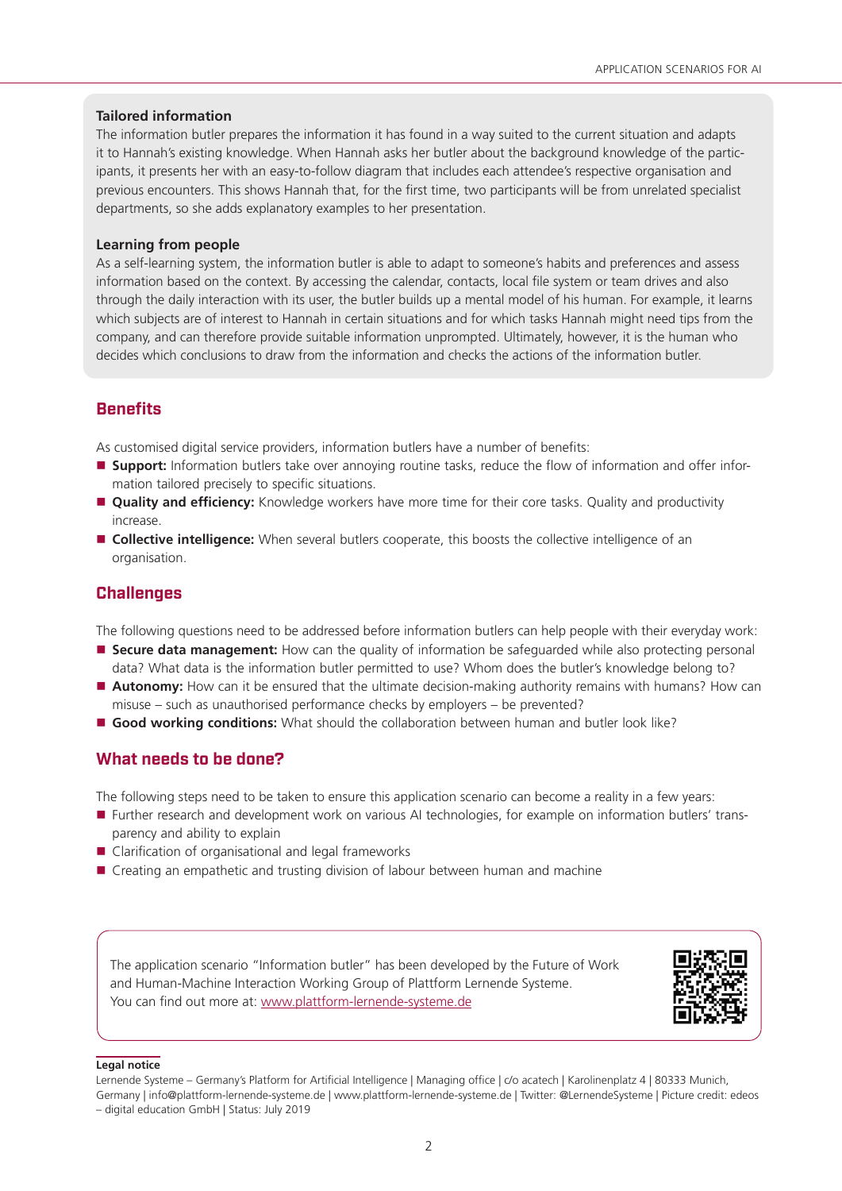### Tailored information

The information butler prepares the information it has found in a way suited to the current situation and adapts it to Hannah's existing knowledge. When Hannah asks her butler about the background knowledge of the participants, it presents her with an easy-to-follow diagram that includes each attendee's respective organisation and previous encounters. This shows Hannah that, for the first time, two participants will be from unrelated specialist departments, so she adds explanatory examples to her presentation.

### Learning from people

As a self-learning system, the information butler is able to adapt to someone's habits and preferences and assess information based on the context. By accessing the calendar, contacts, local file system or team drives and also through the daily interaction with its user, the butler builds up a mental model of his human. For example, it learns which subjects are of interest to Hannah in certain situations and for which tasks Hannah might need tips from the company, and can therefore provide suitable information unprompted. Ultimately, however, it is the human who decides which conclusions to draw from the information and checks the actions of the information butler.

## Benefits

As customised digital service providers, information butlers have a number of benefits:

- **Support:** Information butlers take over annoying routine tasks, reduce the flow of information and offer information tailored precisely to specific situations.
- **Quality and efficiency:** Knowledge workers have more time for their core tasks. Quality and productivity increase.
- **Collective intelligence:** When several butlers cooperate, this boosts the collective intelligence of an organisation.

## Challenges

The following questions need to be addressed before information butlers can help people with their everyday work:

- **Secure data management:** How can the quality of information be safeguarded while also protecting personal data? What data is the information butler permitted to use? Whom does the butler's knowledge belong to?
- **Autonomy:** How can it be ensured that the ultimate decision-making authority remains with humans? How can misuse – such as unauthorised performance checks by employers – be prevented?
- **Good working conditions:** What should the collaboration between human and butler look like?

## What needs to be done?

The following steps need to be taken to ensure this application scenario can become a reality in a few years:

- Further research and development work on various AI technologies, for example on information butlers' transparency and ability to explain
- Clarification of organisational and legal frameworks
- Creating an empathetic and trusting division of labour between human and machine

The application scenario "Information butler" has been developed by the Future of Work and Human-Machine Interaction Working Group of Plattform Lernende Systeme.
You can find out more at: [www.plattform-lernende-systeme.de](www.plattform-lernende-systeme.de)

**Legal notice**

Lernende Systeme – Germany's Platform for Artificial Intelligence | Managing office | c/o acatech | Karolinenplatz 4 | 80333 Munich, Germany | info@plattform-lernende-systeme.de | www.plattform-lernende-systeme.de | Twitter: @LernendeSysteme | Picture credit: edeos – digital education GmbH | Status: July 2019